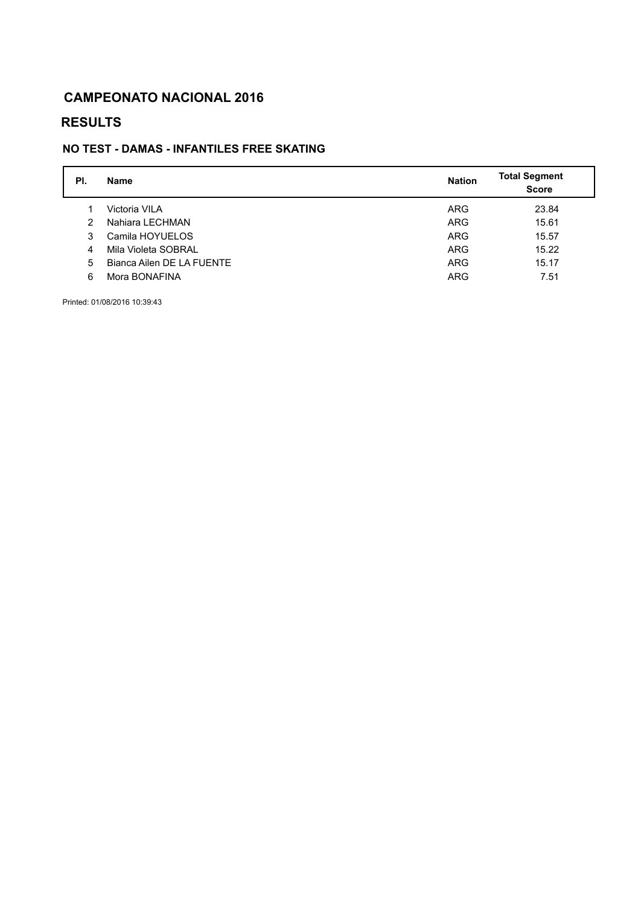# CAMPEONATO NACIONAL 2016

## RESULTS

### NO TEST - DAMAS - INFANTILES FREE SKATING

| Pl. | Name | Nation | Total Segment Score |
|---|---|---|---|
| 1 | Victoria VILA | ARG | 23.84 |
| 2 | Nahiara LECHMAN | ARG | 15.61 |
| 3 | Camila HOYUELOS | ARG | 15.57 |
| 4 | Mila Violeta SOBRAL | ARG | 15.22 |
| 5 | Bianca Ailen DE LA FUENTE | ARG | 15.17 |
| 6 | Mora BONAFINA | ARG | 7.51 |

Printed: 01/08/2016 10:39:43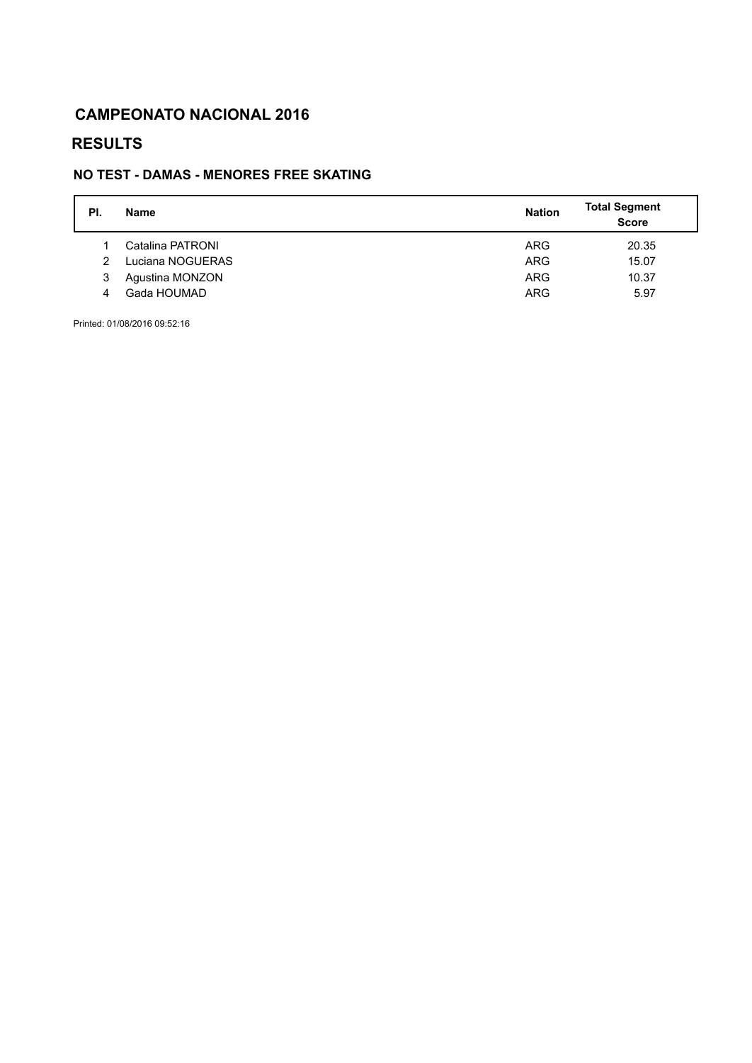# CAMPEONATO NACIONAL 2016

## RESULTS

### NO TEST - DAMAS - MENORES FREE SKATING

| Pl. | Name | Nation | Total Segment Score |
|---|---|---|---|
| 1 | Catalina PATRONI | ARG | 20.35 |
| 2 | Luciana NOGUERAS | ARG | 15.07 |
| 3 | Agustina MONZON | ARG | 10.37 |
| 4 | Gada HOUMAD | ARG | 5.97 |

Printed: 01/08/2016 09:52:16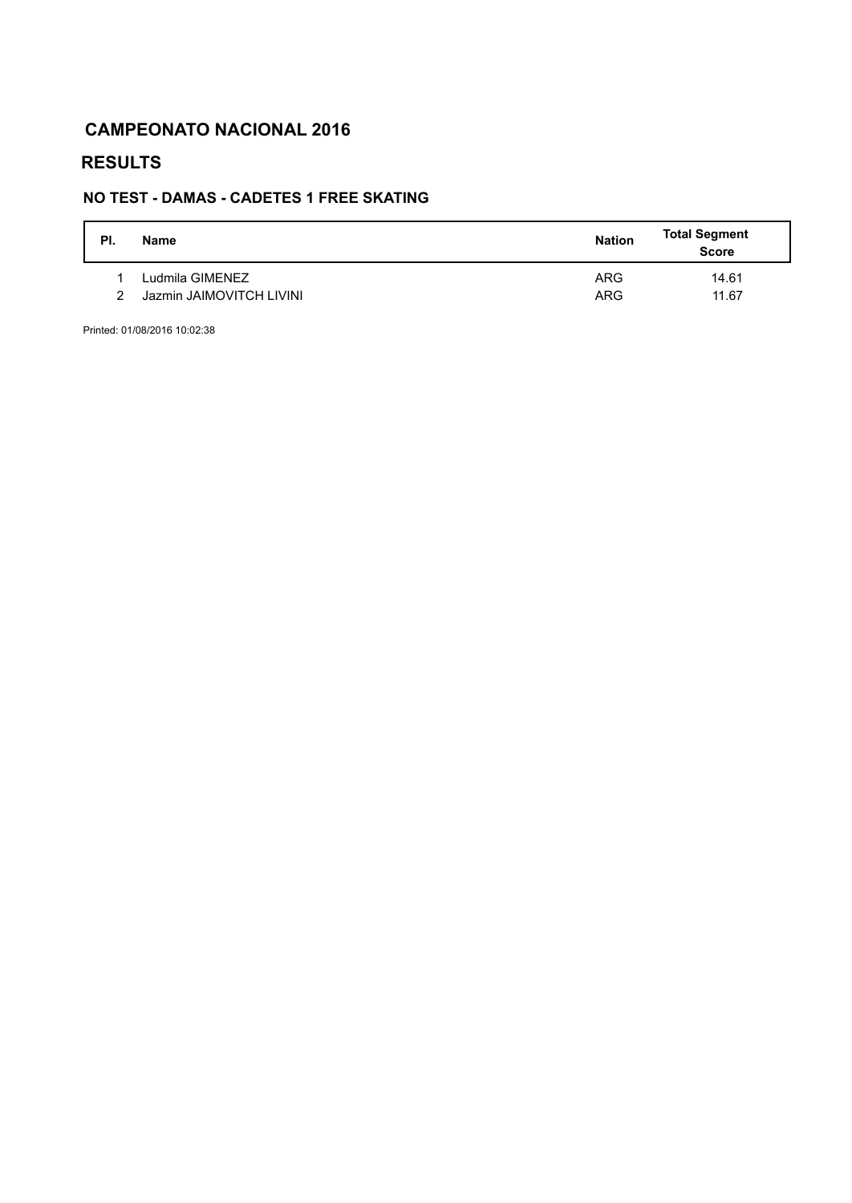## CAMPEONATO NACIONAL 2016

## RESULTS

### NO TEST - DAMAS - CADETES 1 FREE SKATING

| Pl. | Name | Nation | Total Segment Score |
|---|---|---|---|
| 1 | Ludmila GIMENEZ | ARG | 14.61 |
| 2 | Jazmin JAIMOVITCH LIVINI | ARG | 11.67 |

Printed: 01/08/2016 10:02:38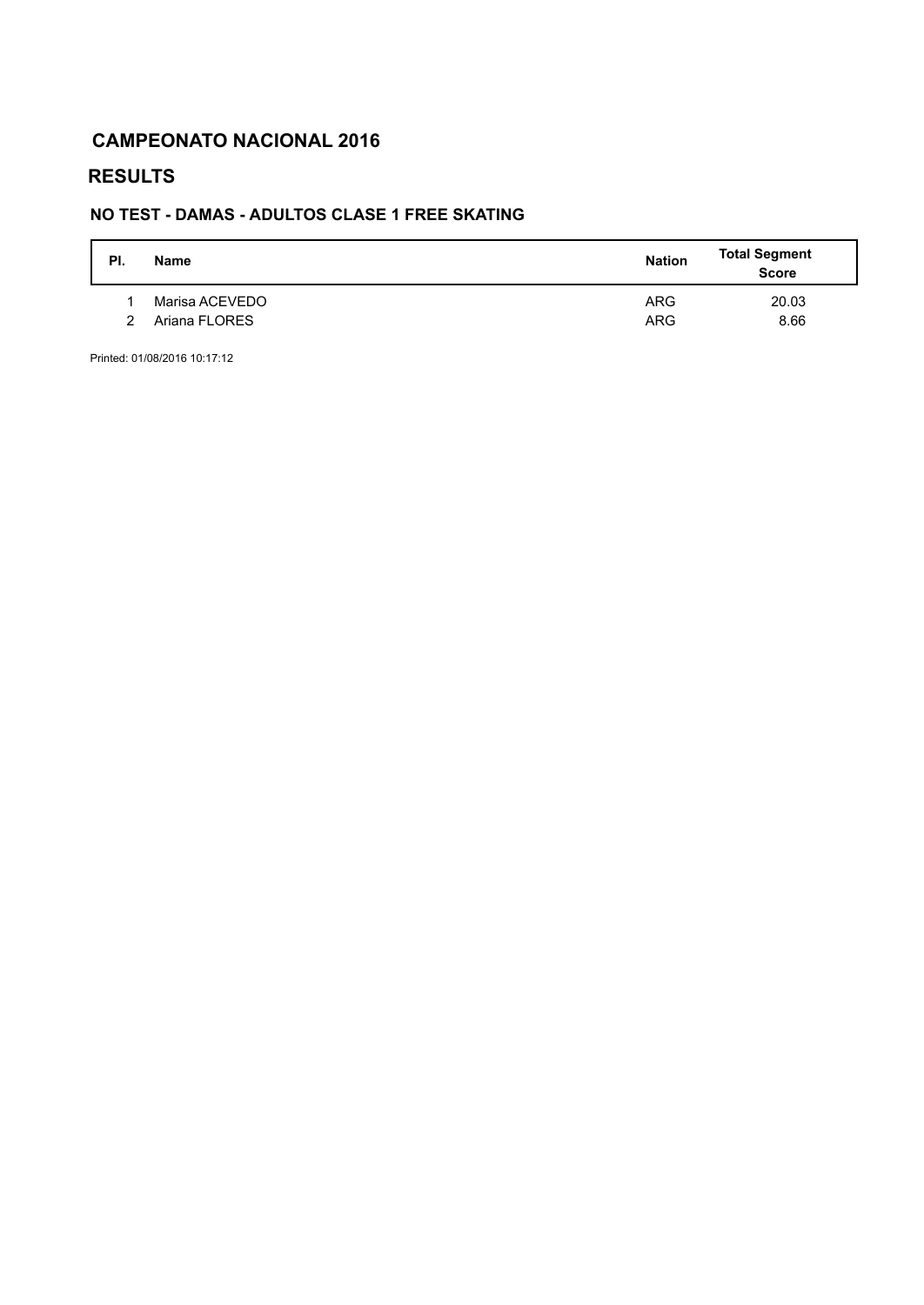## CAMPEONATO NACIONAL 2016

## RESULTS

### NO TEST - DAMAS - ADULTOS CLASE 1 FREE SKATING

| Pl. | Name | Nation | Total Segment Score |
|---|---|---|---|
| 1 | Marisa ACEVEDO | ARG | 20.03 |
| 2 | Ariana FLORES | ARG | 8.66 |

Printed: 01/08/2016 10:17:12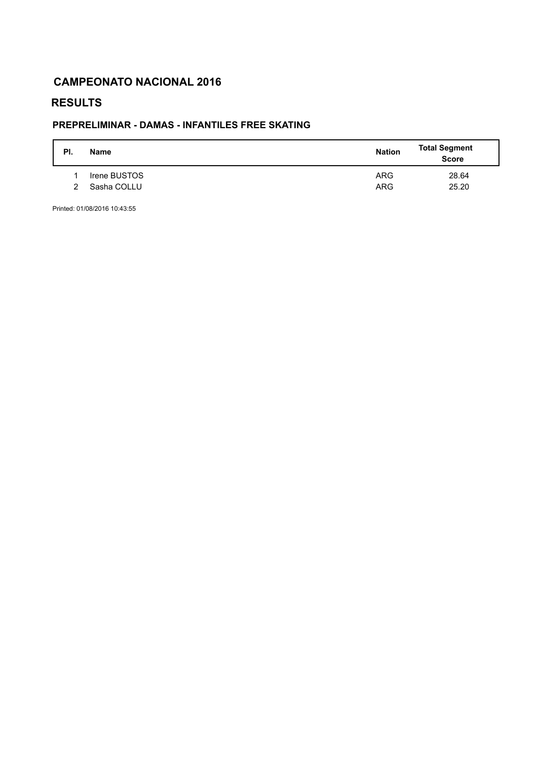## CAMPEONATO NACIONAL 2016

## RESULTS

### PREPRELIMINAR - DAMAS - INFANTILES FREE SKATING

| Pl. | Name | Nation | Total Segment Score |
|---|---|---|---|
| 1 | Irene BUSTOS | ARG | 28.64 |
| 2 | Sasha COLLU | ARG | 25.20 |

Printed: 01/08/2016 10:43:55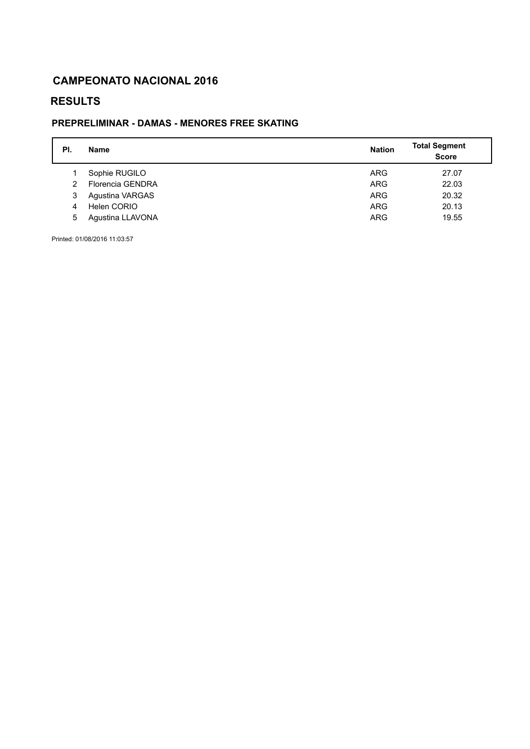# CAMPEONATO NACIONAL 2016

## RESULTS

### PREPRELIMINAR - DAMAS - MENORES FREE SKATING

| Pl. | Name | Nation | Total Segment Score |
|---|---|---|---|
| 1 | Sophie RUGILO | ARG | 27.07 |
| 2 | Florencia GENDRA | ARG | 22.03 |
| 3 | Agustina VARGAS | ARG | 20.32 |
| 4 | Helen CORIO | ARG | 20.13 |
| 5 | Agustina LLAVONA | ARG | 19.55 |

Printed: 01/08/2016 11:03:57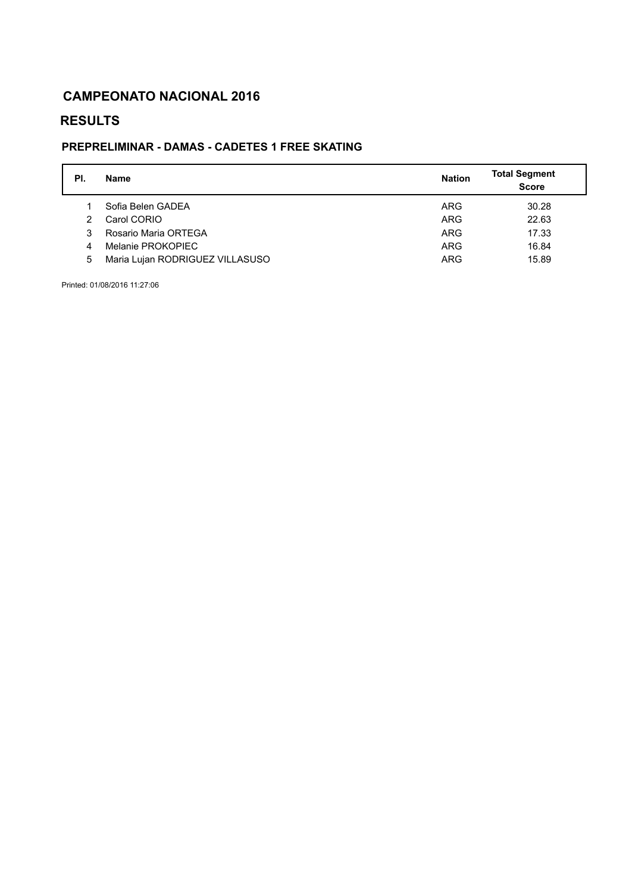# CAMPEONATO NACIONAL 2016

## RESULTS

### PREPRELIMINAR - DAMAS - CADETES 1 FREE SKATING

| Pl. | Name | Nation | Total Segment Score |
|---|---|---|---|
| 1 | Sofia Belen GADEA | ARG | 30.28 |
| 2 | Carol CORIO | ARG | 22.63 |
| 3 | Rosario Maria ORTEGA | ARG | 17.33 |
| 4 | Melanie PROKOPIEC | ARG | 16.84 |
| 5 | Maria Lujan RODRIGUEZ VILLASUSO | ARG | 15.89 |

Printed: 01/08/2016 11:27:06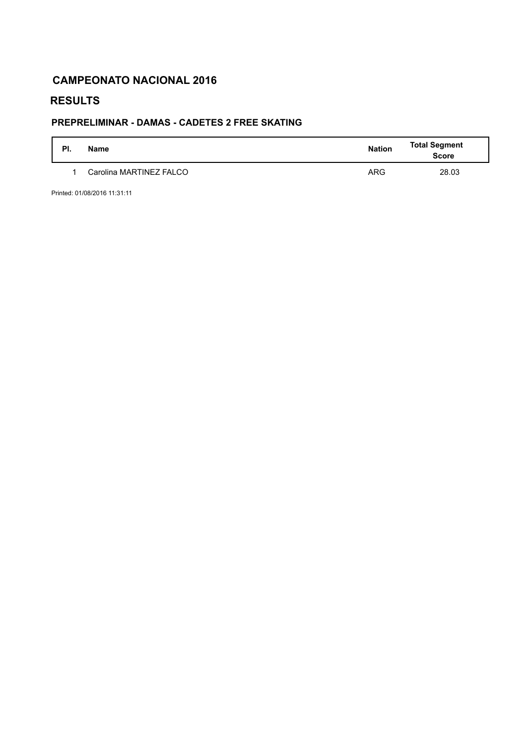# CAMPEONATO NACIONAL 2016

## RESULTS

### PREPRELIMINAR - DAMAS - CADETES 2 FREE SKATING

| Pl. | Name | Nation | Total Segment Score |
|---|---|---|---|
| 1 | Carolina MARTINEZ FALCO | ARG | 28.03 |

Printed: 01/08/2016 11:31:11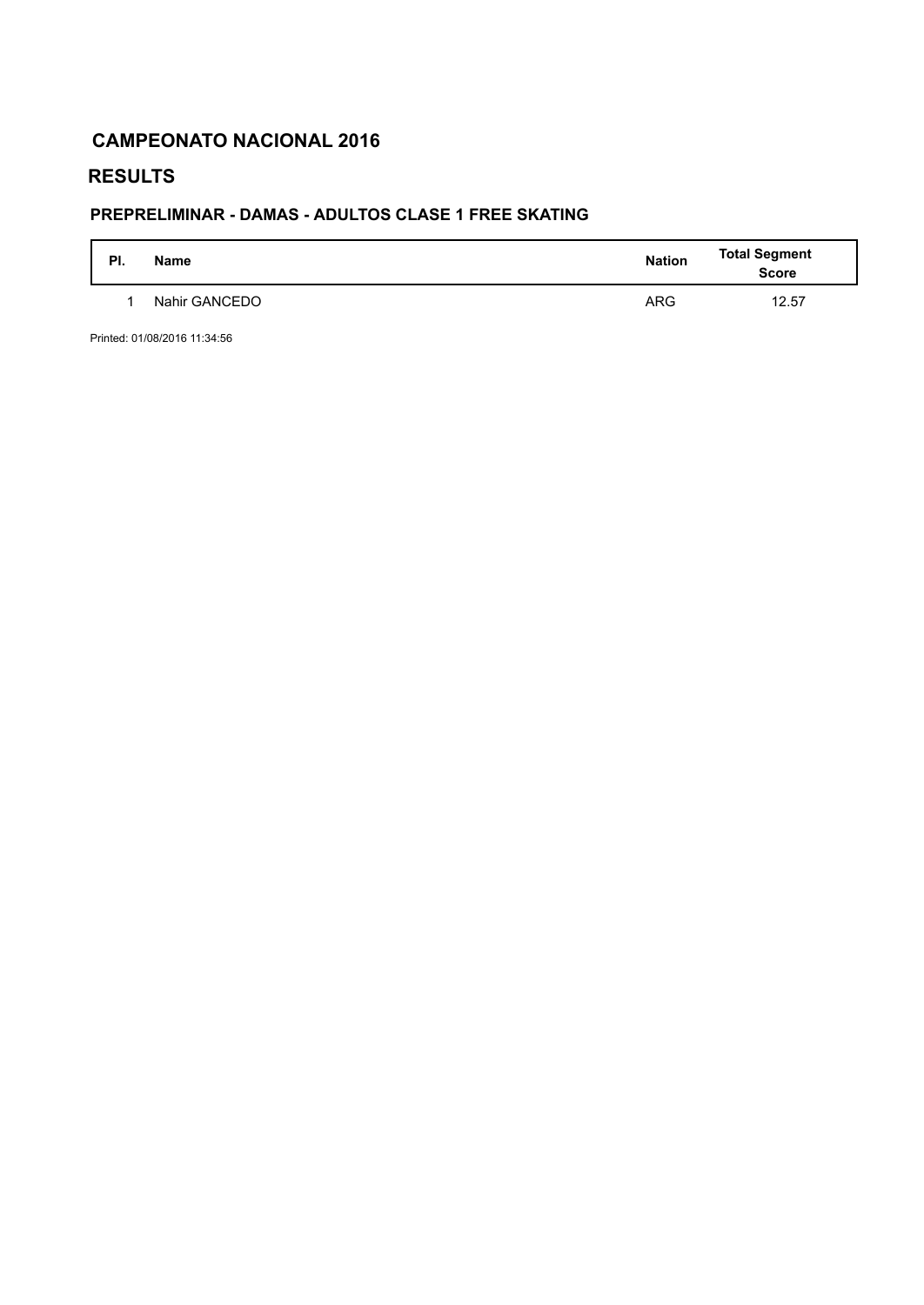## CAMPEONATO NACIONAL 2016

## RESULTS

### PREPRELIMINAR - DAMAS - ADULTOS CLASE 1 FREE SKATING

| Pl. | Name | Nation | Total Segment Score |
|---|---|---|---|
| 1 | Nahir GANCEDO | ARG | 12.57 |

Printed: 01/08/2016 11:34:56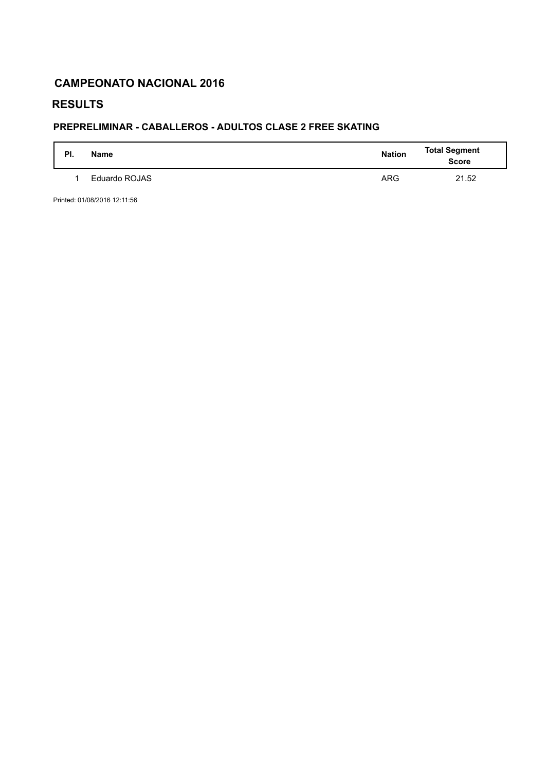## CAMPEONATO NACIONAL 2016

## RESULTS

### PREPRELIMINAR - CABALLEROS - ADULTOS CLASE 2 FREE SKATING

| Pl. | Name | Nation | Total Segment Score |
|---|---|---|---|
| 1 | Eduardo ROJAS | ARG | 21.52 |

Printed: 01/08/2016 12:11:56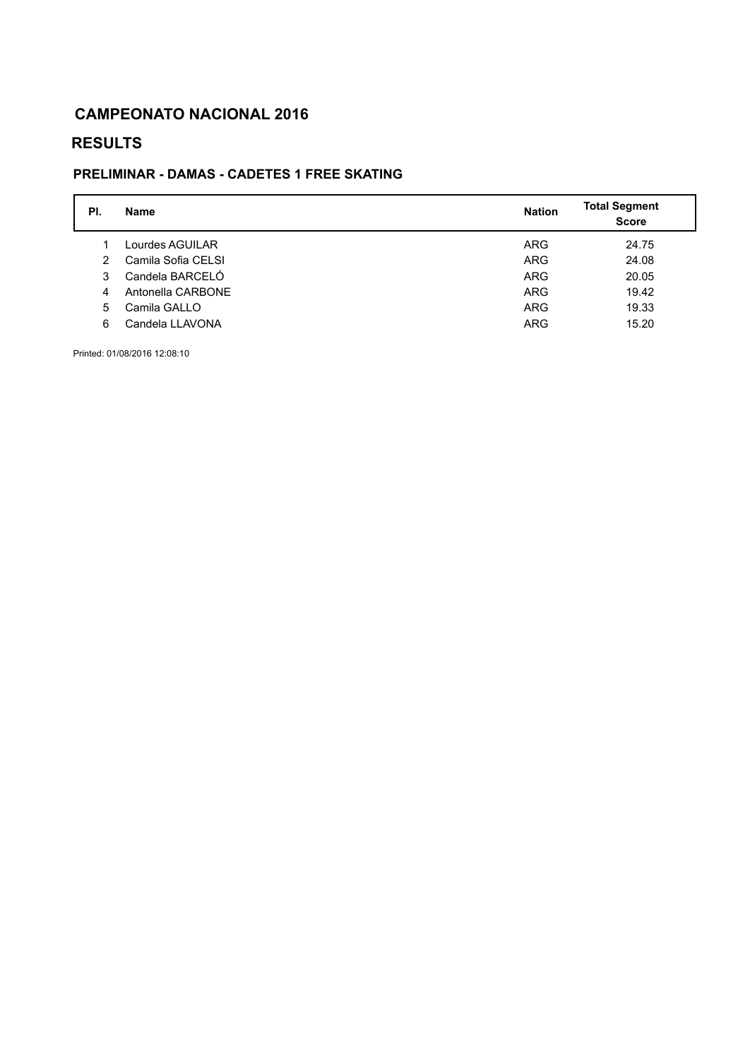## CAMPEONATO NACIONAL 2016

## RESULTS

### PRELIMINAR - DAMAS - CADETES 1 FREE SKATING

| Pl. | Name | Nation | Total Segment Score |
|---|---|---|---|
| 1 | Lourdes AGUILAR | ARG | 24.75 |
| 2 | Camila Sofia CELSI | ARG | 24.08 |
| 3 | Candela BARCELÓ | ARG | 20.05 |
| 4 | Antonella CARBONE | ARG | 19.42 |
| 5 | Camila GALLO | ARG | 19.33 |
| 6 | Candela LLAVONA | ARG | 15.20 |

Printed: 01/08/2016 12:08:10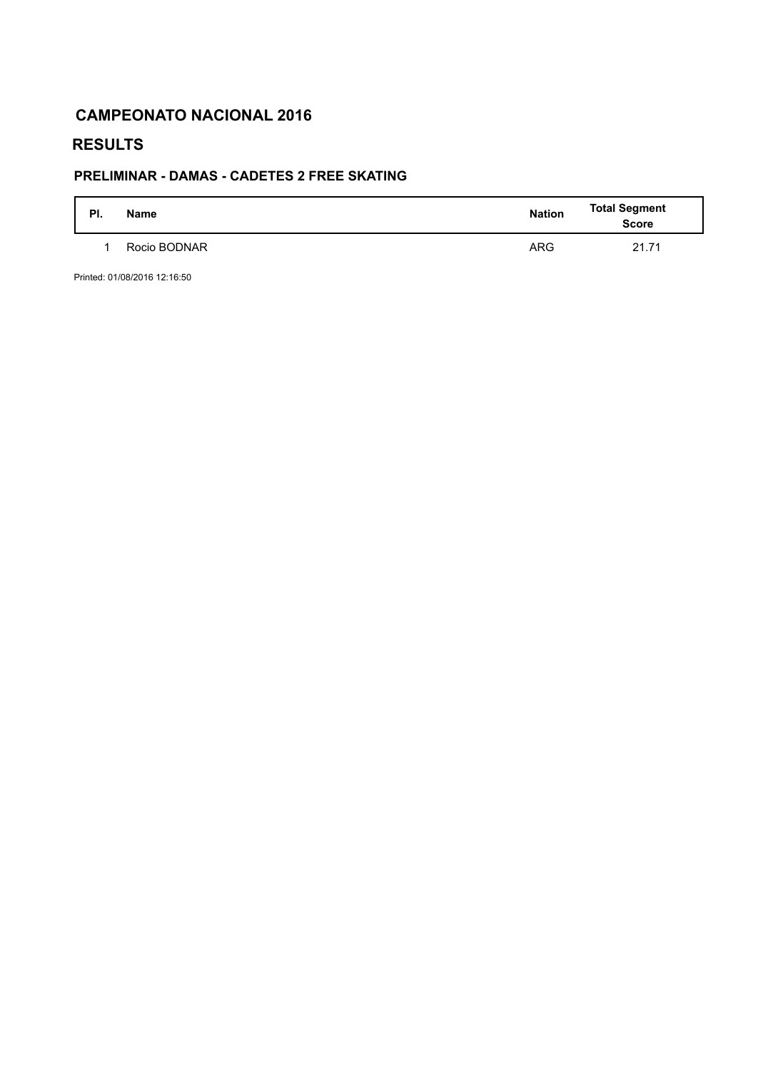## CAMPEONATO NACIONAL 2016

## RESULTS

### PRELIMINAR - DAMAS - CADETES 2 FREE SKATING

| Pl. | Name | Nation | Total Segment Score |
|---|---|---|---|
| 1 | Rocio BODNAR | ARG | 21.71 |

Printed: 01/08/2016 12:16:50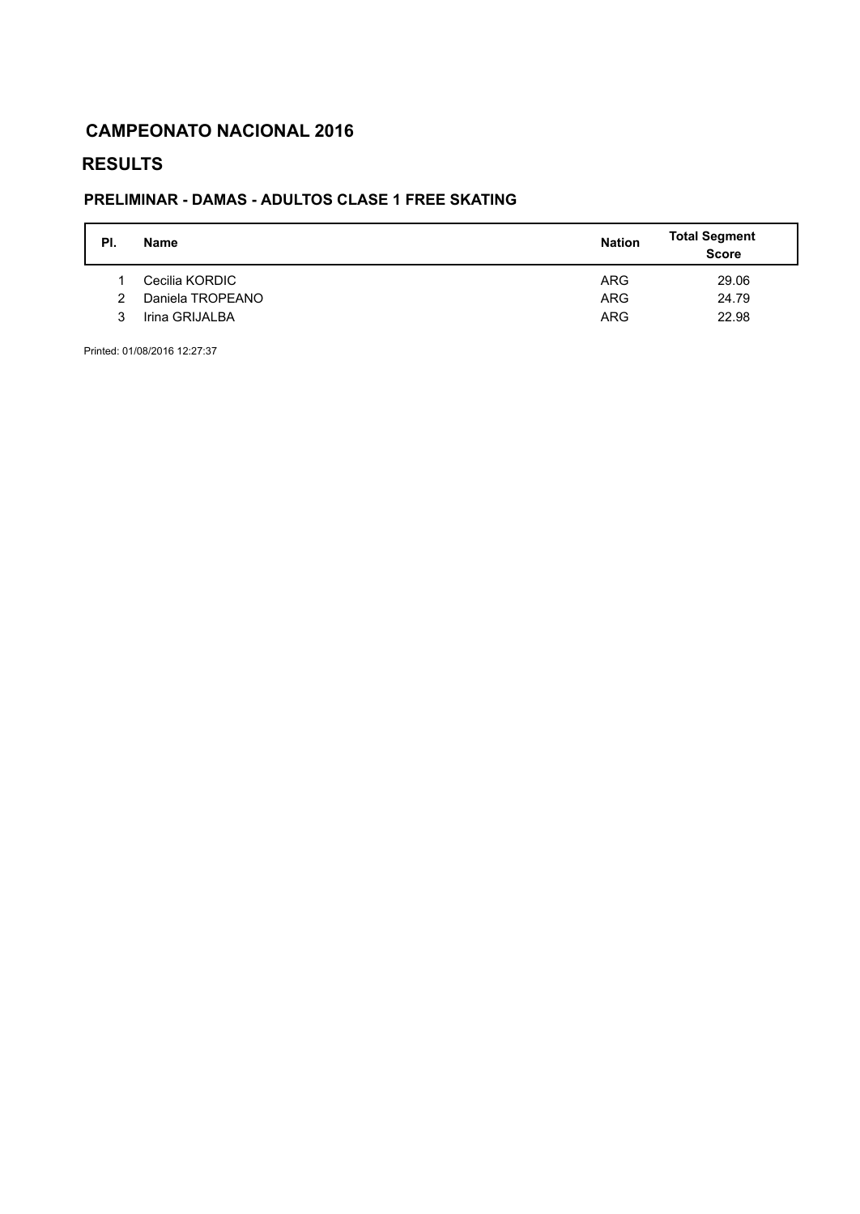# CAMPEONATO NACIONAL 2016

## RESULTS

### PRELIMINAR - DAMAS - ADULTOS CLASE 1 FREE SKATING

| Pl. | Name | Nation | Total Segment Score |
|---|---|---|---|
| 1 | Cecilia KORDIC | ARG | 29.06 |
| 2 | Daniela TROPEANO | ARG | 24.79 |
| 3 | Irina GRIJALBA | ARG | 22.98 |

Printed: 01/08/2016 12:27:37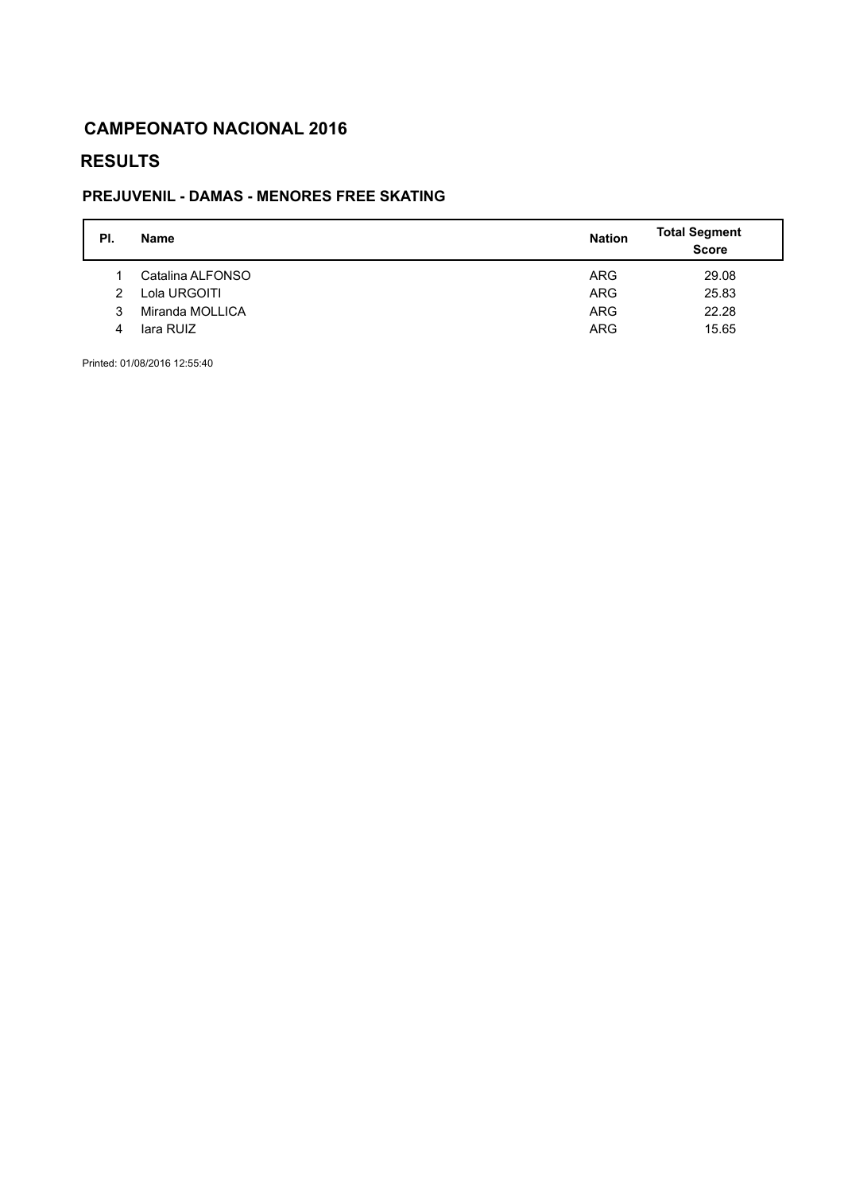## CAMPEONATO NACIONAL 2016

## RESULTS

### PREJUVENIL - DAMAS - MENORES FREE SKATING

| Pl. | Name | Nation | Total Segment Score |
|---|---|---|---|
| 1 | Catalina ALFONSO | ARG | 29.08 |
| 2 | Lola URGOITI | ARG | 25.83 |
| 3 | Miranda MOLLICA | ARG | 22.28 |
| 4 | Iara RUIZ | ARG | 15.65 |

Printed: 01/08/2016 12:55:40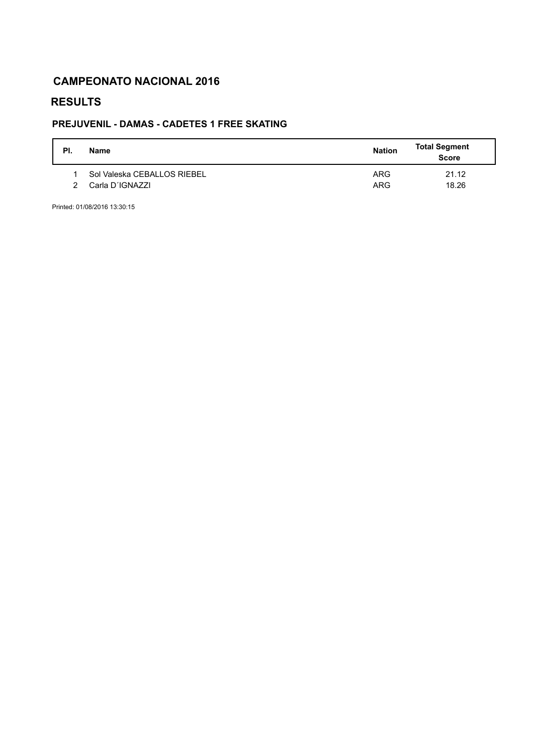# CAMPEONATO NACIONAL 2016

## RESULTS

### PREJUVENIL - DAMAS - CADETES 1 FREE SKATING

| Pl. | Name | Nation | Total Segment Score |
|---|---|---|---|
| 1 | Sol Valeska CEBALLOS RIEBEL | ARG | 21.12 |
| 2 | Carla D´IGNAZZI | ARG | 18.26 |

Printed: 01/08/2016 13:30:15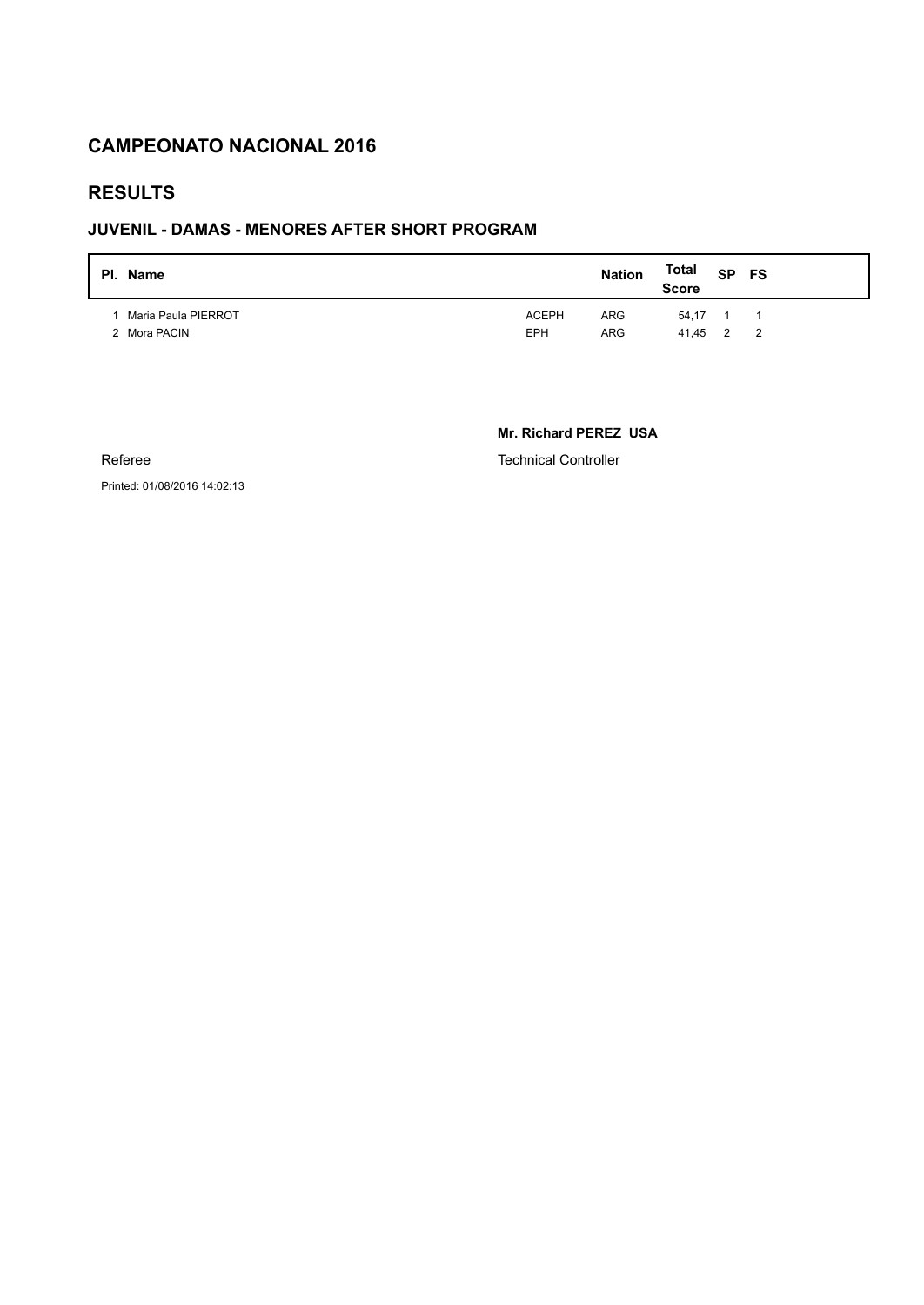# CAMPEONATO NACIONAL 2016

## RESULTS

### JUVENIL - DAMAS - MENORES AFTER SHORT PROGRAM

| Pl. | Name | | Nation | Total Score | SP | FS |
|---|---|---|---|---|---|---|
| 1 | Maria Paula PIERROT | ACEPH | ARG | 54,17 | 1 | 1 |
| 2 | Mora PACIN | EPH | ARG | 41,45 | 2 | 2 |

**Mr. Richard PEREZ USA**

Referee

Technical Controller

Printed: 01/08/2016 14:02:13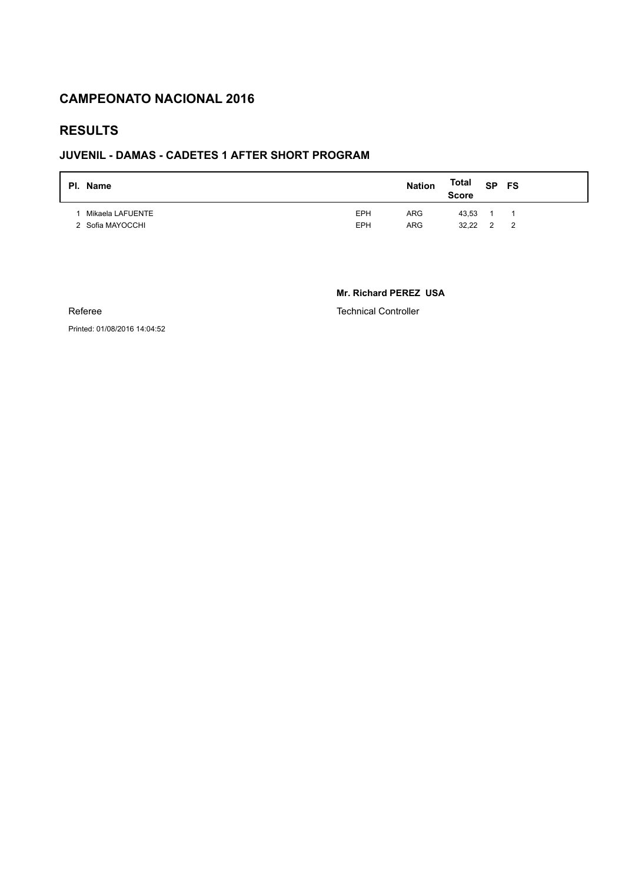# CAMPEONATO NACIONAL 2016

## RESULTS

### JUVENIL - DAMAS - CADETES 1 AFTER SHORT PROGRAM

| Pl. | Name | | Nation | Total Score | SP | FS |
|---|---|---|---|---|---|---|
| 1 | Mikaela LAFUENTE | EPH | ARG | 43,53 | 1 | 1 |
| 2 | Sofia MAYOCCHI | EPH | ARG | 32,22 | 2 | 2 |

**Mr. Richard PEREZ USA**

Referee

Technical Controller

Printed: 01/08/2016 14:04:52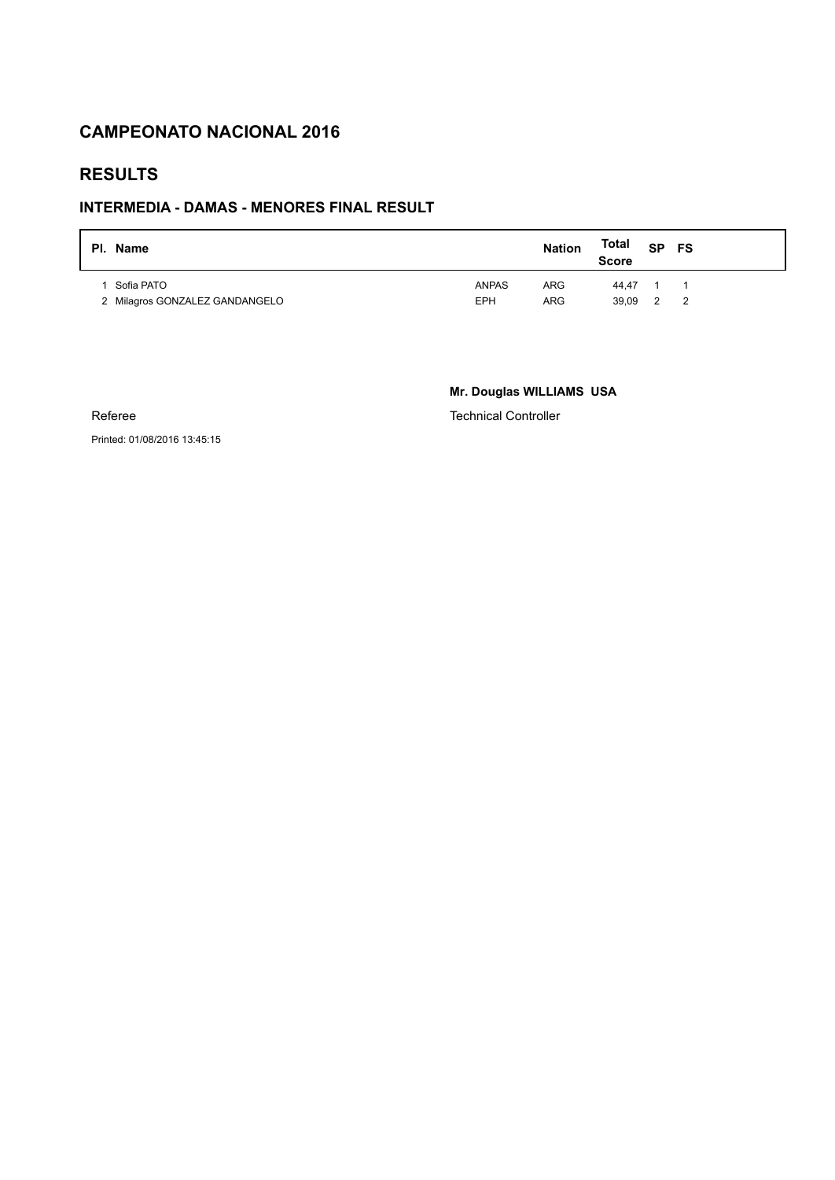# CAMPEONATO NACIONAL 2016

## RESULTS

### INTERMEDIA - DAMAS - MENORES FINAL RESULT

| Pl. | Name | | Nation | Total Score | SP | FS |
|---|---|---|---|---|---|---|
| 1 | Sofia PATO | ANPAS | ARG | 44,47 | 1 | 1 |
| 2 | Milagros GONZALEZ GANDANGELO | EPH | ARG | 39,09 | 2 | 2 |

**Mr. Douglas WILLIAMS USA**

Referee

Technical Controller

Printed: 01/08/2016 13:45:15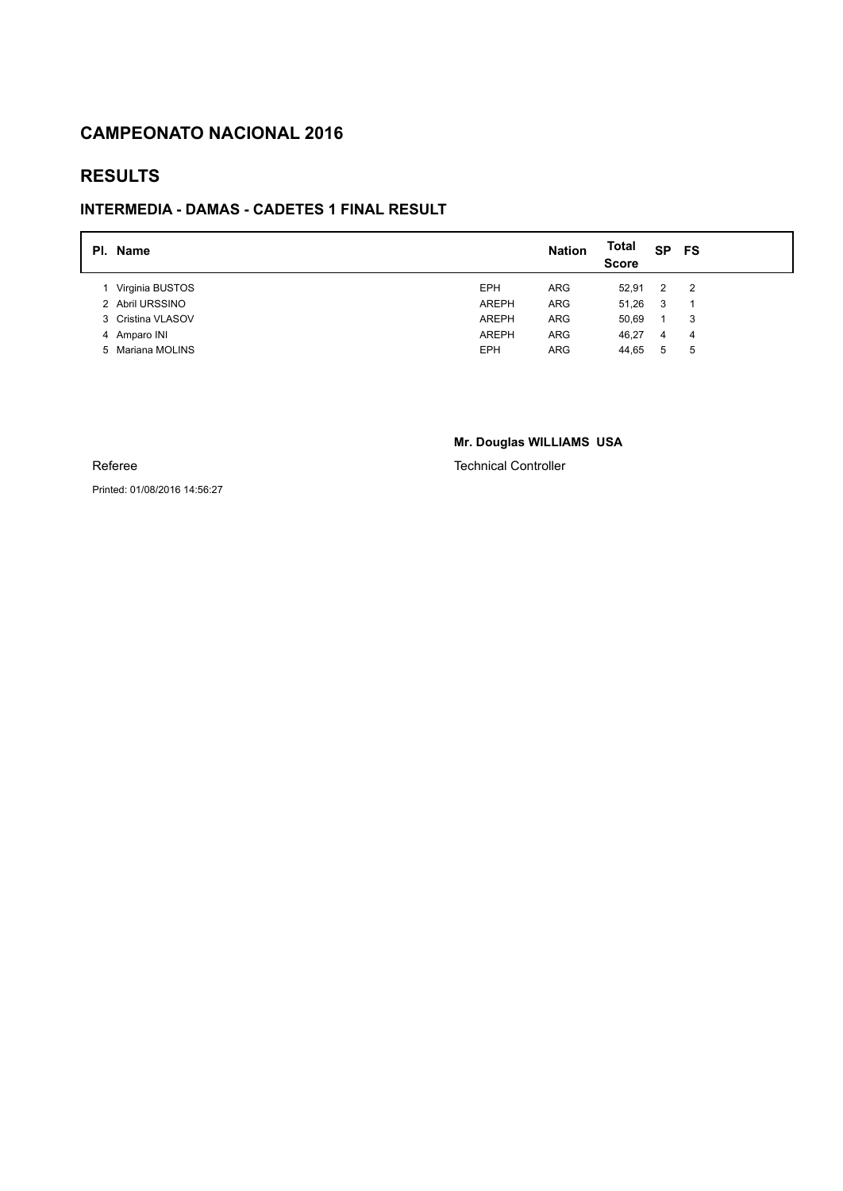# CAMPEONATO NACIONAL 2016

## RESULTS

### INTERMEDIA - DAMAS - CADETES 1 FINAL RESULT

| Pl. | Name | | Nation | Total Score | SP | FS |
|---|---|---|---|---|---|---|
| 1 | Virginia BUSTOS | EPH | ARG | 52,91 | 2 | 2 |
| 2 | Abril URSSINO | AREPH | ARG | 51,26 | 3 | 1 |
| 3 | Cristina VLASOV | AREPH | ARG | 50,69 | 1 | 3 |
| 4 | Amparo INI | AREPH | ARG | 46,27 | 4 | 4 |
| 5 | Mariana MOLINS | EPH | ARG | 44,65 | 5 | 5 |

**Mr. Douglas WILLIAMS USA**

Referee

Technical Controller

Printed: 01/08/2016 14:56:27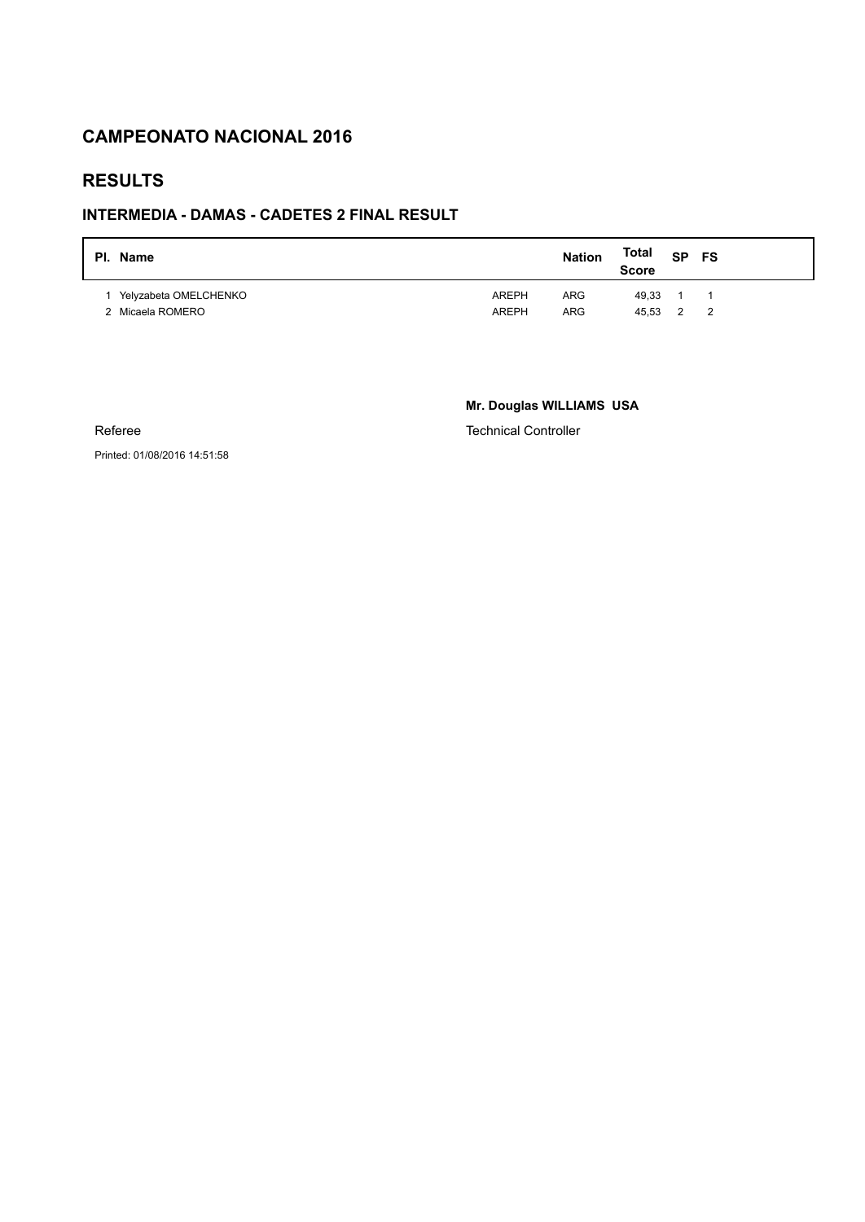# CAMPEONATO NACIONAL 2016

## RESULTS

### INTERMEDIA - DAMAS - CADETES 2 FINAL RESULT

| Pl. | Name | | Nation | Total Score | SP | FS |
|---|---|---|---|---|---|---|
| 1 | Yelyzabeta OMELCHENKO | AREPH | ARG | 49,33 | 1 | 1 |
| 2 | Micaela ROMERO | AREPH | ARG | 45,53 | 2 | 2 |

**Mr. Douglas WILLIAMS USA**

Referee

Technical Controller

Printed: 01/08/2016 14:51:58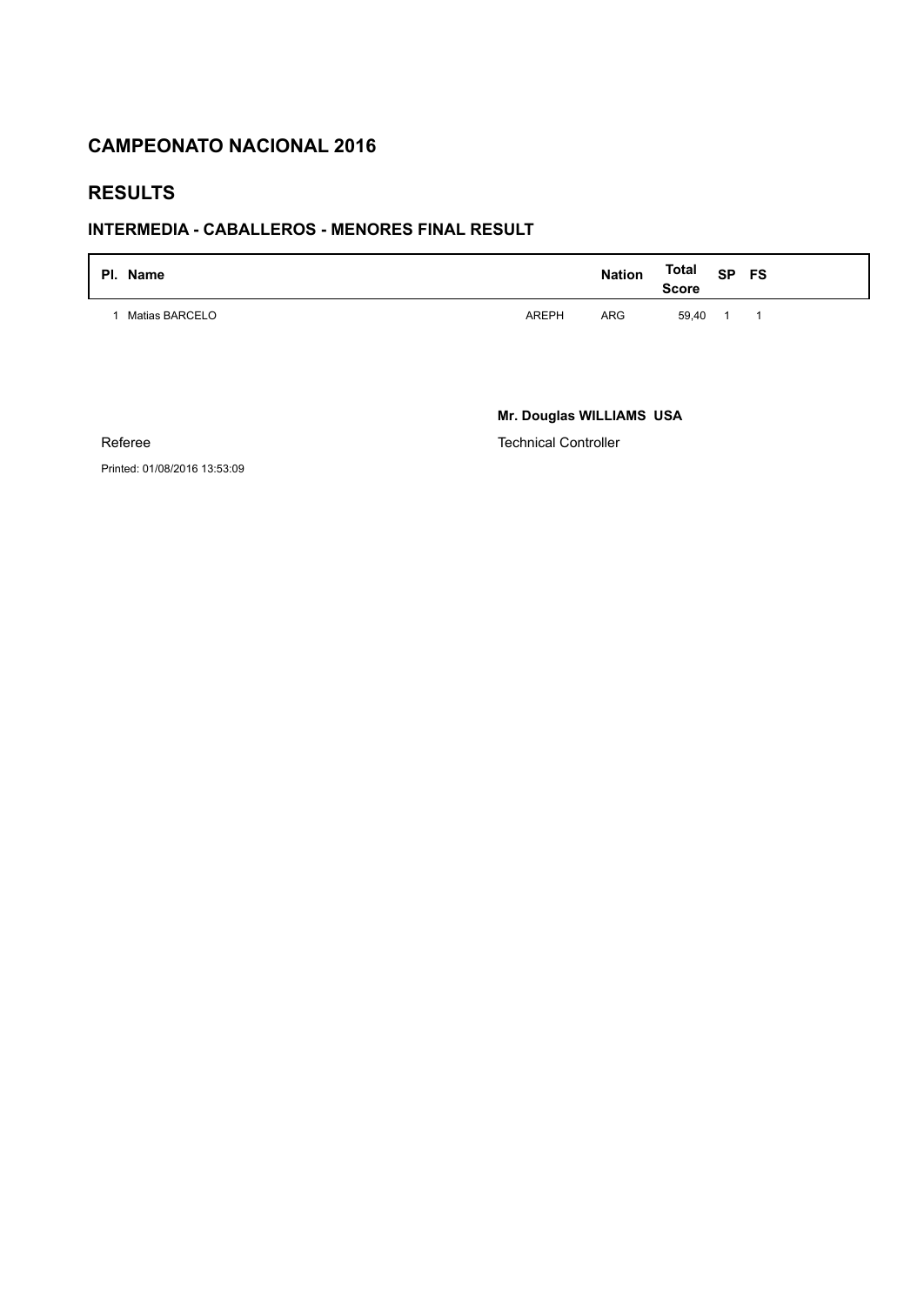# CAMPEONATO NACIONAL 2016

## RESULTS

### INTERMEDIA - CABALLEROS - MENORES FINAL RESULT

| Pl. | Name | | Nation | Total Score | SP | FS |
|---|---|---|---|---|---|---|
| 1 | Matias BARCELO | AREPH | ARG | 59,40 | 1 | 1 |

**Mr. Douglas WILLIAMS USA**

Referee

Technical Controller

Printed: 01/08/2016 13:53:09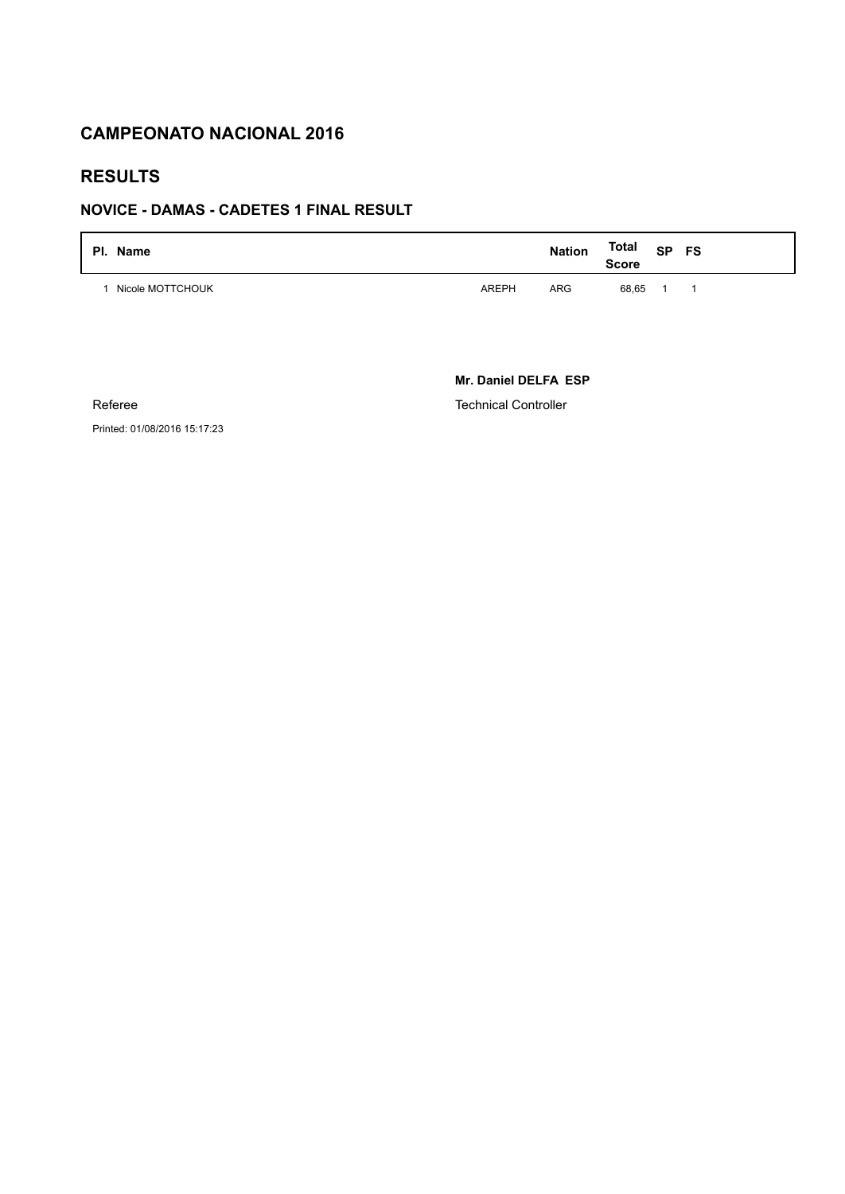# CAMPEONATO NACIONAL 2016

## RESULTS

### NOVICE - DAMAS - CADETES 1 FINAL RESULT

| Pl. | Name | | Nation | Total Score | SP | FS |
|---|---|---|---|---|---|---|
| 1 | Nicole MOTTCHOUK | AREPH | ARG | 68,65 | 1 | 1 |

**Mr. Daniel DELFA ESP**

Referee | Technical Controller

Printed: 01/08/2016 15:17:23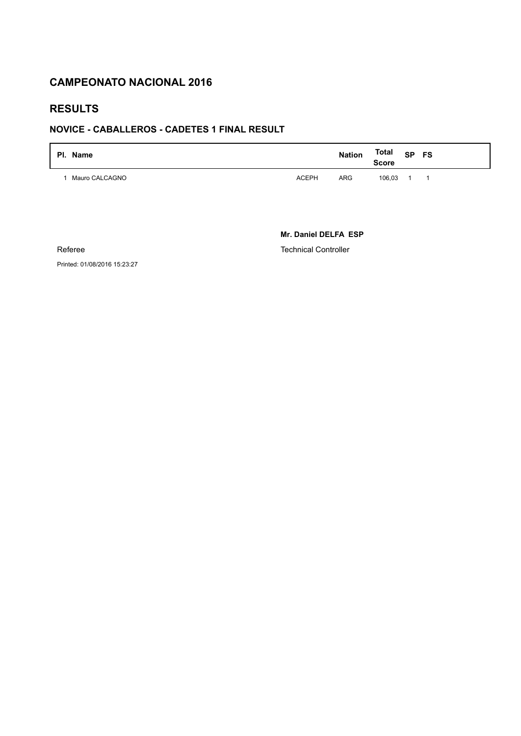# CAMPEONATO NACIONAL 2016

## RESULTS

### NOVICE - CABALLEROS - CADETES 1 FINAL RESULT

| Pl. | Name | | Nation | Total Score | SP | FS |
|---|---|---|---|---|---|---|
| 1 | Mauro CALCAGNO | ACEPH | ARG | 106,03 | 1 | 1 |

**Mr. Daniel DELFA ESP**

Referee | Technical Controller

Printed: 01/08/2016 15:23:27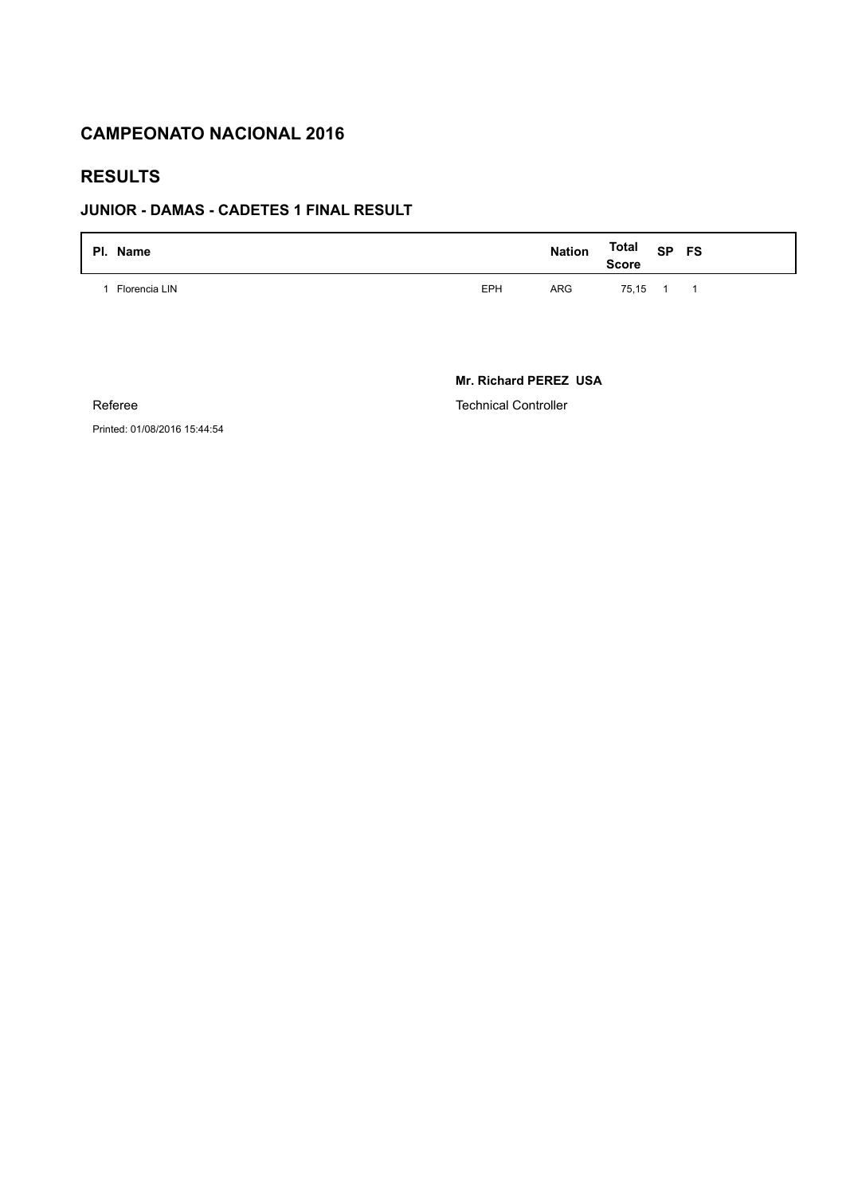# CAMPEONATO NACIONAL 2016

## RESULTS

### JUNIOR - DAMAS - CADETES 1 FINAL RESULT

| Pl. | Name | | Nation | Total Score | SP | FS |
|---|---|---|---|---|---|---|
| 1 | Florencia LIN | EPH | ARG | 75,15 | 1 | 1 |

**Mr. Richard PEREZ USA**

Referee

Technical Controller

Printed: 01/08/2016 15:44:54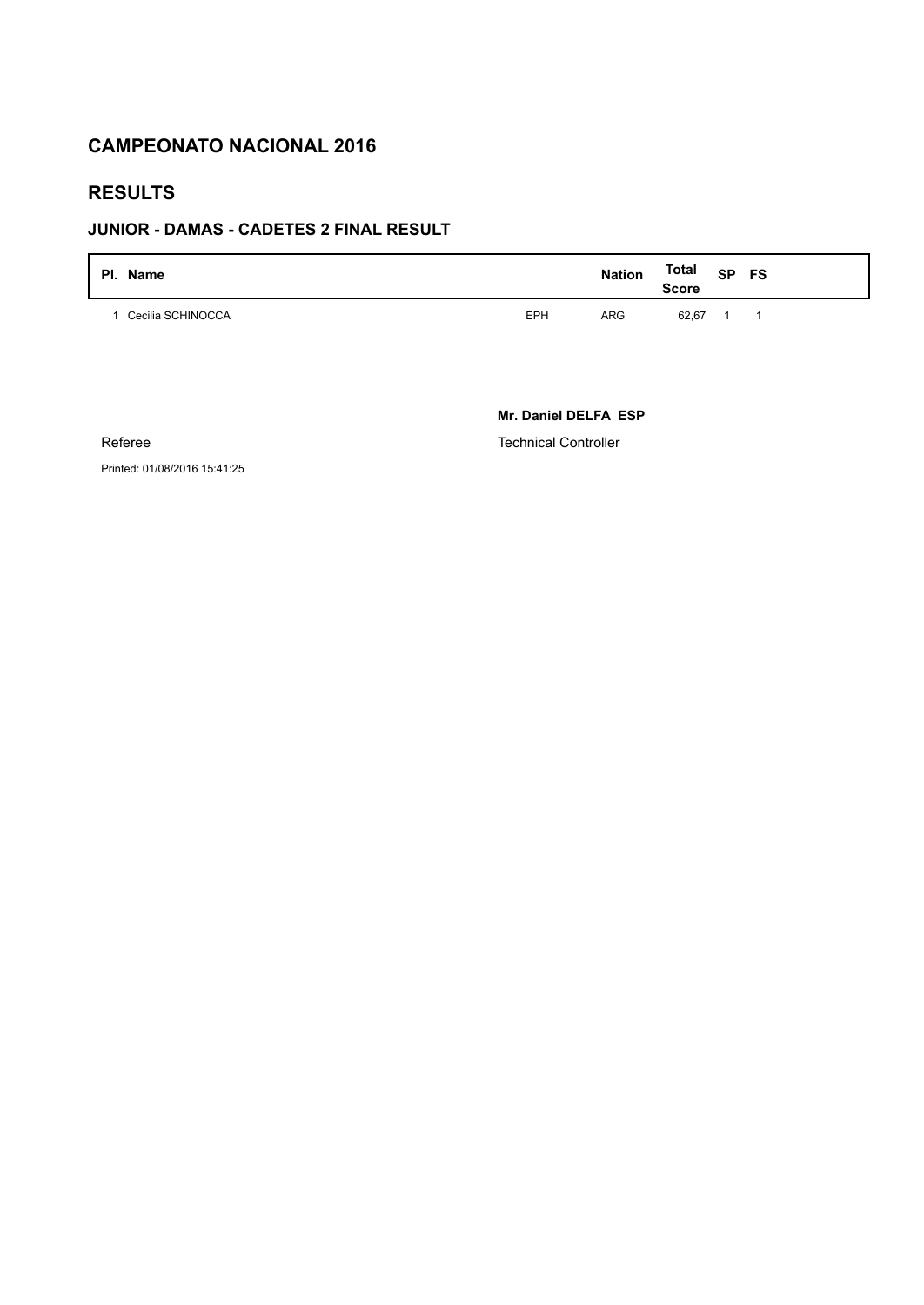# CAMPEONATO NACIONAL 2016

## RESULTS

### JUNIOR - DAMAS - CADETES 2 FINAL RESULT

| Pl. | Name | | Nation | Total Score | SP | FS |
|---|---|---|---|---|---|---|
| 1 | Cecilia SCHINOCCA | EPH | ARG | 62,67 | 1 | 1 |

**Mr. Daniel DELFA ESP**

Referee Technical Controller

Printed: 01/08/2016 15:41:25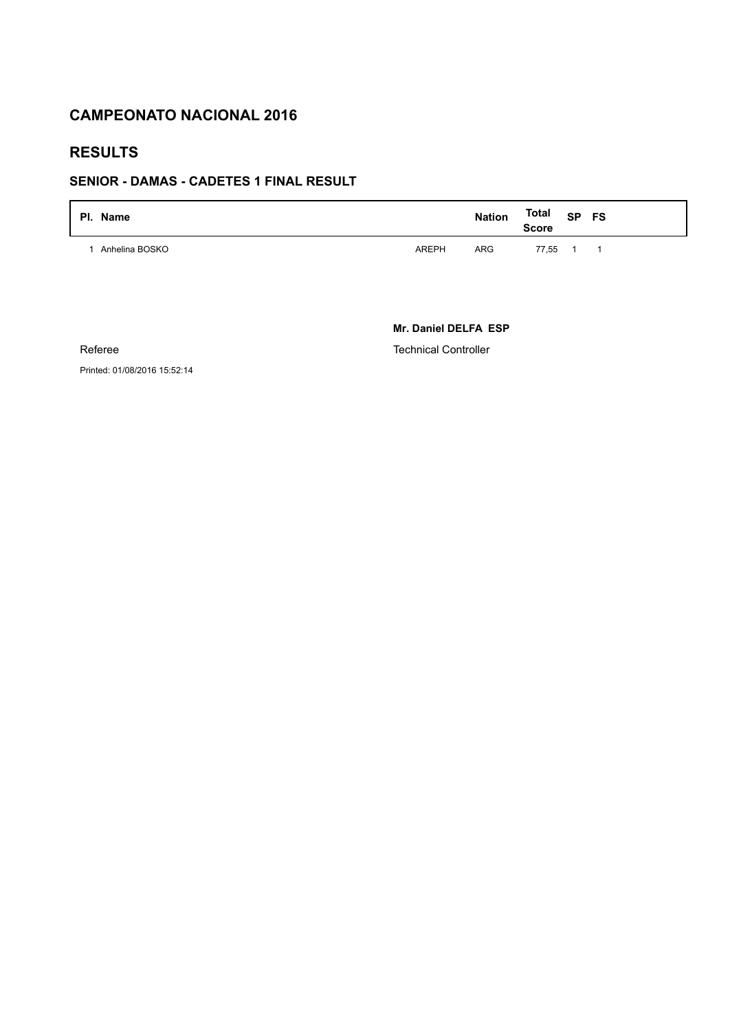# CAMPEONATO NACIONAL 2016

## RESULTS

### SENIOR - DAMAS - CADETES 1 FINAL RESULT

| Pl. | Name | | Nation | Total Score | SP | FS |
|---|---|---|---|---|---|---|
| 1 | Anhelina BOSKO | AREPH | ARG | 77,55 | 1 | 1 |

**Mr. Daniel DELFA ESP**

Referee

Technical Controller

Printed: 01/08/2016 15:52:14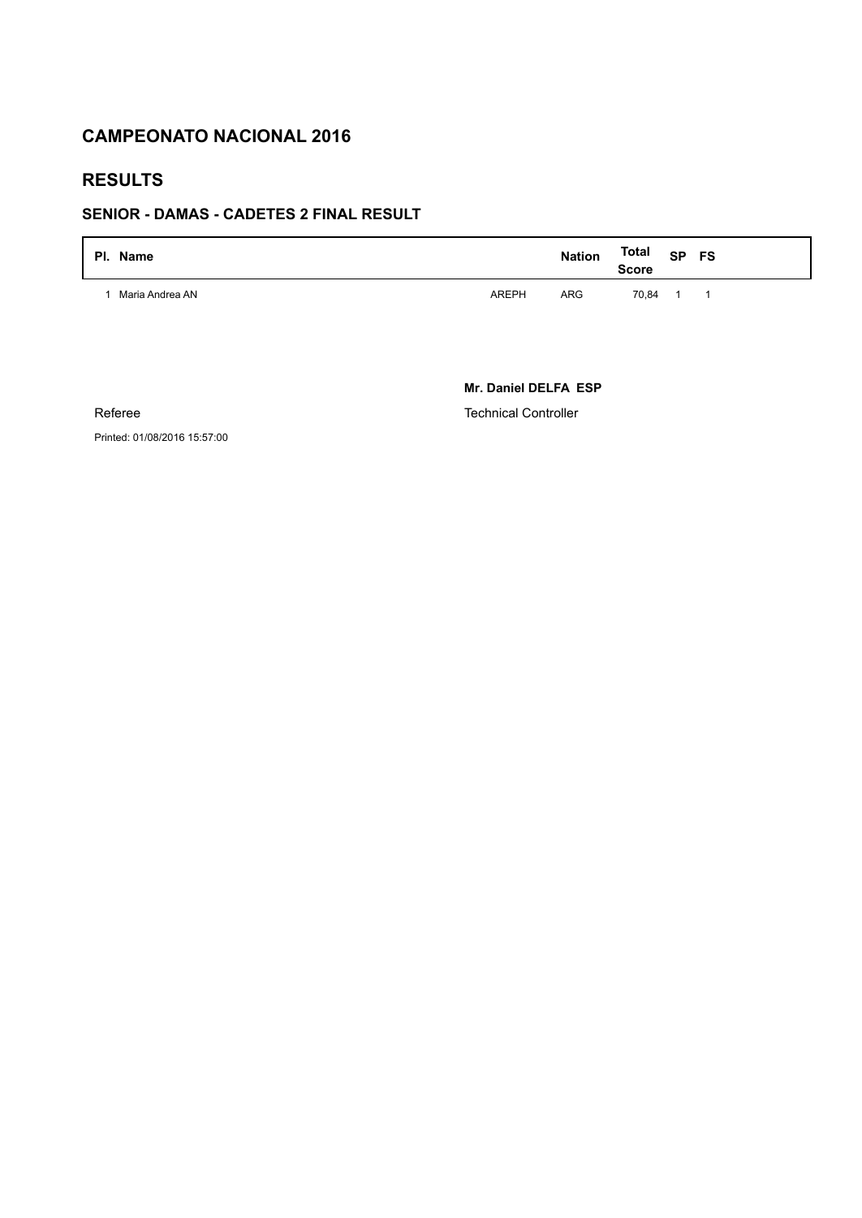# CAMPEONATO NACIONAL 2016

## RESULTS

### SENIOR - DAMAS - CADETES 2 FINAL RESULT

| Pl. | Name | | Nation | Total Score | SP | FS |
|---|---|---|---|---|---|---|
| 1 | Maria Andrea AN | AREPH | ARG | 70,84 | 1 | 1 |

**Mr. Daniel DELFA ESP**

Referee

Technical Controller

Printed: 01/08/2016 15:57:00